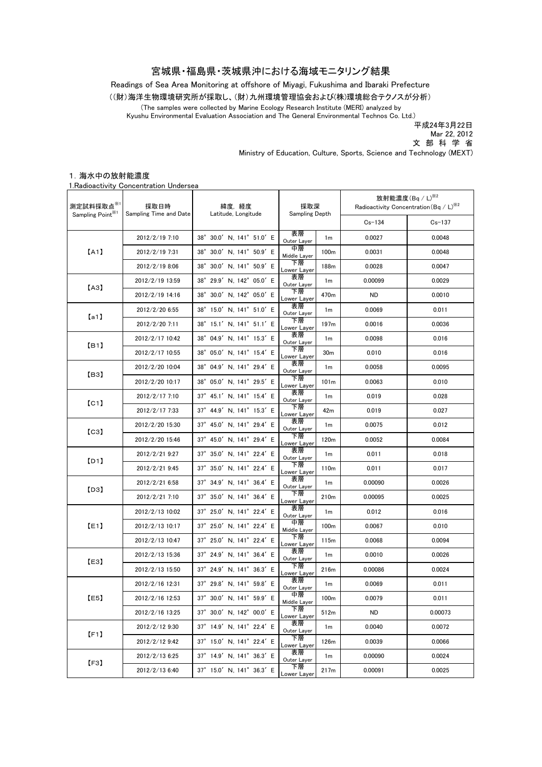# 宮城県・福島県・茨城県沖における海域モニタリング結果

Readings of Sea Area Monitoring at offshore of Miyagi, Fukushima and Ibaraki Prefecture

（(財)海洋生物環境研究所が採取し、(財)九州環境管理協会および(株)環境総合テクノスが分析）

(The samples were collected by Marine Ecology Research Institute (MERI) analyzed by Kyushu Environmental Evaluation Association and The General Environmental Technos Co. Ltd.)

平成24年3月22日
Mar 22, 2012
文 部 科 学 省
Ministry of Education, Culture, Sports, Science and Technology (MEXT)

## 1．海水中の放射能濃度

1.Radioactivity Concentration Undersea

| 測定試料採取点※1 Sampling Point※1 | 採取日時 Sampling Time and Date | 緯度, 経度 Latitude, Longitude | 採取深 Sampling Depth | | 放射能濃度(Bq / L)※2 Radioactivity Concentration(Bq / L)※2 | |
|---|---|---|---|---|---|---|
| | | | | | Cs-134 | Cs-137 |
| 【A1】 | 2012/2/19 7:10 | 38° 30.0′ N, 141° 51.0′ E | 表層 Outer Layer | 1m | 0.0027 | 0.0048 |
| | 2012/2/19 7:31 | 38° 30.0′ N, 141° 50.9′ E | 中層 Middle Layer | 100m | 0.0031 | 0.0048 |
| | 2012/2/19 8:06 | 38° 30.0′ N, 141° 50.9′ E | 下層 Lower Layer | 188m | 0.0028 | 0.0047 |
| 【A3】 | 2012/2/19 13:59 | 38° 29.9′ N, 142° 05.0′ E | 表層 Outer Layer | 1m | 0.00099 | 0.0029 |
| | 2012/2/19 14:16 | 38° 30.0′ N, 142° 05.0′ E | 下層 Lower Layer | 470m | ND | 0.0010 |
| 【a1】 | 2012/2/20 6:55 | 38° 15.0′ N, 141° 51.0′ E | 表層 Outer Layer | 1m | 0.0069 | 0.011 |
| | 2012/2/20 7:11 | 38° 15.1′ N, 141° 51.1′ E | 下層 Lower Layer | 197m | 0.0016 | 0.0036 |
| 【B1】 | 2012/2/17 10:42 | 38° 04.9′ N, 141° 15.3′ E | 表層 Outer Layer | 1m | 0.0098 | 0.016 |
| | 2012/2/17 10:55 | 38° 05.0′ N, 141° 15.4′ E | 下層 Lower Layer | 30m | 0.010 | 0.016 |
| 【B3】 | 2012/2/20 10:04 | 38° 04.9′ N, 141° 29.4′ E | 表層 Outer Layer | 1m | 0.0058 | 0.0095 |
| | 2012/2/20 10:17 | 38° 05.0′ N, 141° 29.5′ E | 下層 Lower Layer | 101m | 0.0063 | 0.010 |
| 【C1】 | 2012/2/17 7:10 | 37° 45.1′ N, 141° 15.4′ E | 表層 Outer Layer | 1m | 0.019 | 0.028 |
| | 2012/2/17 7:33 | 37° 44.9′ N, 141° 15.3′ E | 下層 Lower Layer | 42m | 0.019 | 0.027 |
| 【C3】 | 2012/2/20 15:30 | 37° 45.0′ N, 141° 29.4′ E | 表層 Outer Layer | 1m | 0.0075 | 0.012 |
| | 2012/2/20 15:46 | 37° 45.0′ N, 141° 29.4′ E | 下層 Lower Layer | 120m | 0.0052 | 0.0084 |
| 【D1】 | 2012/2/21 9:27 | 37° 35.0′ N, 141° 22.4′ E | 表層 Outer Layer | 1m | 0.011 | 0.018 |
| | 2012/2/21 9:45 | 37° 35.0′ N, 141° 22.4′ E | 下層 Lower Layer | 110m | 0.011 | 0.017 |
| 【D3】 | 2012/2/21 6:58 | 37° 34.9′ N, 141° 36.4′ E | 表層 Outer Layer | 1m | 0.00090 | 0.0026 |
| | 2012/2/21 7:10 | 37° 35.0′ N, 141° 36.4′ E | 下層 Lower Layer | 210m | 0.00095 | 0.0025 |
| 【E1】 | 2012/2/13 10:02 | 37° 25.0′ N, 141° 22.4′ E | 表層 Outer Layer | 1m | 0.012 | 0.016 |
| | 2012/2/13 10:17 | 37° 25.0′ N, 141° 22.4′ E | 中層 Middle Layer | 100m | 0.0067 | 0.010 |
| | 2012/2/13 10:47 | 37° 25.0′ N, 141° 22.4′ E | 下層 Lower Layer | 115m | 0.0068 | 0.0094 |
| 【E3】 | 2012/2/13 15:36 | 37° 24.9′ N, 141° 36.4′ E | 表層 Outer Layer | 1m | 0.0010 | 0.0026 |
| | 2012/2/13 15:50 | 37° 24.9′ N, 141° 36.3′ E | 下層 Lower Layer | 216m | 0.00086 | 0.0024 |
| 【E5】 | 2012/2/16 12:31 | 37° 29.8′ N, 141° 59.8′ E | 表層 Outer Layer | 1m | 0.0069 | 0.011 |
| | 2012/2/16 12:53 | 37° 30.0′ N, 141° 59.9′ E | 中層 Middle Layer | 100m | 0.0079 | 0.011 |
| | 2012/2/16 13:25 | 37° 30.0′ N, 142° 00.0′ E | 下層 Lower Layer | 512m | ND | 0.00073 |
| 【F1】 | 2012/2/12 9:30 | 37° 14.9′ N, 141° 22.4′ E | 表層 Outer Layer | 1m | 0.0040 | 0.0072 |
| | 2012/2/12 9:42 | 37° 15.0′ N, 141° 22.4′ E | 下層 Lower Layer | 126m | 0.0039 | 0.0066 |
| 【F3】 | 2012/2/13 6:25 | 37° 14.9′ N, 141° 36.3′ E | 表層 Outer Layer | 1m | 0.00090 | 0.0024 |
| | 2012/2/13 6:40 | 37° 15.0′ N, 141° 36.3′ E | 下層 Lower Layer | 217m | 0.00091 | 0.0025 |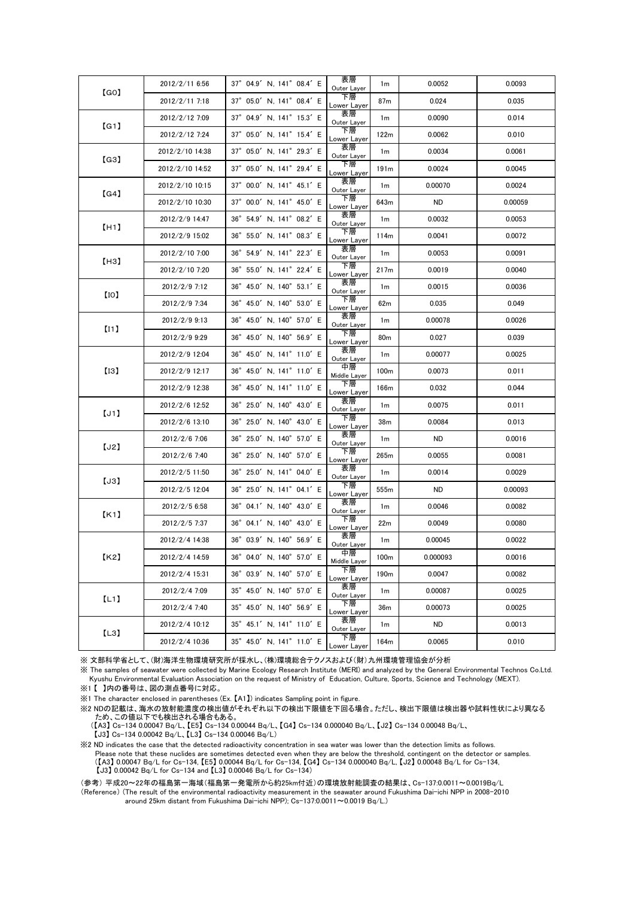| | | | | | | |
|---|---|---|---|---|---|---|
| 【G0】 | 2012/2/11 6:56 | 37° 04.9′ N, 141° 08.4′ E | 表層 Outer Layer | 1m | 0.0052 | 0.0093 |
| | 2012/2/11 7:18 | 37° 05.0′ N, 141° 08.4′ E | 下層 Lower Layer | 87m | 0.024 | 0.035 |
| 【G1】 | 2012/2/12 7:09 | 37° 04.9′ N, 141° 15.3′ E | 表層 Outer Layer | 1m | 0.0090 | 0.014 |
| | 2012/2/12 7:24 | 37° 05.0′ N, 141° 15.4′ E | 下層 Lower Layer | 122m | 0.0062 | 0.010 |
| 【G3】 | 2012/2/10 14:38 | 37° 05.0′ N, 141° 29.3′ E | 表層 Outer Layer | 1m | 0.0034 | 0.0061 |
| | 2012/2/10 14:52 | 37° 05.0′ N, 141° 29.4′ E | 下層 Lower Layer | 191m | 0.0024 | 0.0045 |
| 【G4】 | 2012/2/10 10:15 | 37° 00.0′ N, 141° 45.1′ E | 表層 Outer Layer | 1m | 0.00070 | 0.0024 |
| | 2012/2/10 10:30 | 37° 00.0′ N, 141° 45.0′ E | 下層 Lower Layer | 643m | ND | 0.00059 |
| 【H1】 | 2012/2/9 14:47 | 36° 54.9′ N, 141° 08.2′ E | 表層 Outer Layer | 1m | 0.0032 | 0.0053 |
| | 2012/2/9 15:02 | 36° 55.0′ N, 141° 08.3′ E | 下層 Lower Layer | 114m | 0.0041 | 0.0072 |
| 【H3】 | 2012/2/10 7:00 | 36° 54.9′ N, 141° 22.3′ E | 表層 Outer Layer | 1m | 0.0053 | 0.0091 |
| | 2012/2/10 7:20 | 36° 55.0′ N, 141° 22.4′ E | 下層 Lower Layer | 217m | 0.0019 | 0.0040 |
| 【I0】 | 2012/2/9 7:12 | 36° 45.0′ N, 140° 53.1′ E | 表層 Outer Layer | 1m | 0.0015 | 0.0036 |
| | 2012/2/9 7:34 | 36° 45.0′ N, 140° 53.0′ E | 下層 Lower Layer | 62m | 0.035 | 0.049 |
| 【I1】 | 2012/2/9 9:13 | 36° 45.0′ N, 140° 57.0′ E | 表層 Outer Layer | 1m | 0.00078 | 0.0026 |
| | 2012/2/9 9:29 | 36° 45.0′ N, 140° 56.9′ E | 下層 Lower Layer | 80m | 0.027 | 0.039 |
| 【I3】 | 2012/2/9 12:04 | 36° 45.0′ N, 141° 11.0′ E | 表層 Outer Layer | 1m | 0.00077 | 0.0025 |
| | 2012/2/9 12:17 | 36° 45.0′ N, 141° 11.0′ E | 中層 Middle Layer | 100m | 0.0073 | 0.011 |
| | 2012/2/9 12:38 | 36° 45.0′ N, 141° 11.0′ E | 下層 Lower Layer | 166m | 0.032 | 0.044 |
| 【J1】 | 2012/2/6 12:52 | 36° 25.0′ N, 140° 43.0′ E | 表層 Outer Layer | 1m | 0.0075 | 0.011 |
| | 2012/2/6 13:10 | 36° 25.0′ N, 140° 43.0′ E | 下層 Lower Layer | 38m | 0.0084 | 0.013 |
| 【J2】 | 2012/2/6 7:06 | 36° 25.0′ N, 140° 57.0′ E | 表層 Outer Layer | 1m | ND | 0.0016 |
| | 2012/2/6 7:40 | 36° 25.0′ N, 140° 57.0′ E | 下層 Lower Layer | 265m | 0.0055 | 0.0081 |
| 【J3】 | 2012/2/5 11:50 | 36° 25.0′ N, 141° 04.0′ E | 表層 Outer Layer | 1m | 0.0014 | 0.0029 |
| | 2012/2/5 12:04 | 36° 25.0′ N, 141° 04.1′ E | 下層 Lower Layer | 555m | ND | 0.00093 |
| 【K1】 | 2012/2/5 6:58 | 36° 04.1′ N, 140° 43.0′ E | 表層 Outer Layer | 1m | 0.0046 | 0.0082 |
| | 2012/2/5 7:37 | 36° 04.1′ N, 140° 43.0′ E | 下層 Lower Layer | 22m | 0.0049 | 0.0080 |
| 【K2】 | 2012/2/4 14:38 | 36° 03.9′ N, 140° 56.9′ E | 表層 Outer Layer | 1m | 0.00045 | 0.0022 |
| | 2012/2/4 14:59 | 36° 04.0′ N, 140° 57.0′ E | 中層 Middle Layer | 100m | 0.000093 | 0.0016 |
| | 2012/2/4 15:31 | 36° 03.9′ N, 140° 57.0′ E | 下層 Lower Layer | 190m | 0.0047 | 0.0082 |
| 【L1】 | 2012/2/4 7:09 | 35° 45.0′ N, 140° 57.0′ E | 表層 Outer Layer | 1m | 0.00087 | 0.0025 |
| | 2012/2/4 7:40 | 35° 45.0′ N, 140° 56.9′ E | 下層 Lower Layer | 36m | 0.00073 | 0.0025 |
| 【L3】 | 2012/2/4 10:12 | 35° 45.1′ N, 141° 11.0′ E | 表層 Outer Layer | 1m | ND | 0.0013 |
| | 2012/2/4 10:36 | 35° 45.0′ N, 141° 11.0′ E | 下層 Lower Layer | 164m | 0.0065 | 0.010 |

※ 文部科学省として、(財)海洋生物環境研究所が採水し、(株)環境総合テクノスおよび(財)九州環境管理協会が分析

※ The samples of seawater were collected by Marine Ecology Research Institute (MERI) and analyzed by the General Environmental Technos Co.Ltd. Kyushu Environmental Evaluation Association on the request of Ministry of Education, Culture, Sports, Science and Technology (MEXT).

※1【 】内の番号は、図の測点番号に対応。

※1 The character enclosed in parentheses (Ex.【A1】) indicates Sampling point in figure.

※2 NDの記載は、海水の放射能濃度の検出値がそれぞれ以下の検出下限値を下回る場合。ただし、検出下限値は検出器や試料性状により異なるため、この値以下でも検出される場合もある。
(【A3】Cs-134 0.00047 Bq/L、【E5】Cs-134 0.00044 Bq/L、【G4】Cs-134 0.000040 Bq/L、【J2】Cs-134 0.00048 Bq/L、
【J3】Cs-134 0.00042 Bq/L、【L3】Cs-134 0.00046 Bq/L)

※2 ND indicates the case that the detected radioactivity concentration in sea water was lower than the detection limits as follows.
Please note that these nuclides are sometimes detected even when they are below the threshold, contingent on the detector or samples.
(【A3】0.00047 Bq/L for Cs-134,【E5】0.00044 Bq/L for Cs-134,【G4】Cs-134 0.000040 Bq/L,【J2】0.00048 Bq/L for Cs-134,
【J3】0.00042 Bq/L for Cs-134 and【L3】0.00046 Bq/L for Cs-134)

(参考) 平成20～22年の福島第一海域(福島第一発電所から約25km付近)の環境放射能調査の結果は、Cs-137:0.0011～0.0019Bq/L
(Reference) (The result of the environmental radioactivity measurement in the seawater around Fukushima Dai-ichi NPP in 2008-2010 around 25km distant from Fukushima Dai-ichi NPP); Cs-137:0.0011～0.0019 Bq/L.)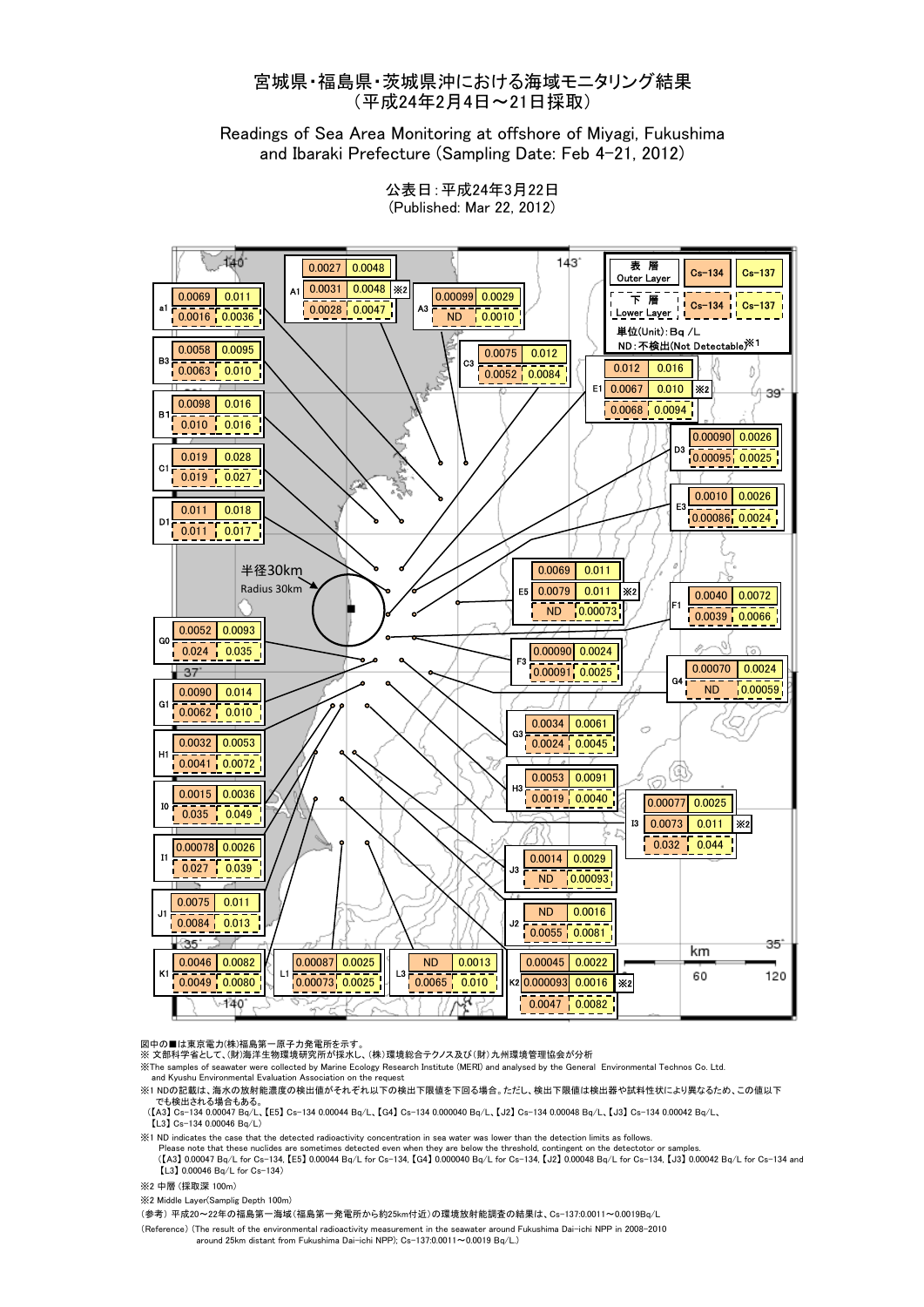# 宮城県・福島県・茨城県沖における海域モニタリング結果
# （平成24年2月4日～21日採取）

## Readings of Sea Area Monitoring at offshore of Miyagi, Fukushima and Ibaraki Prefecture (Sampling Date: Feb 4-21, 2012)

公表日：平成24年3月22日
(Published: Mar 22, 2012)

単位(Unit)：Bq /L
ND：不検出(Not Detectable)※1

| 地点 | 層 (Layer) | Cs-134 | Cs-137 |
|---|---|---|---|
| A1 | 表層 Outer Layer | 0.0027 | 0.0048 |
| A1 | 中層 ※2 | 0.0031 | 0.0048 |
| A1 | 下層 Lower Layer | 0.0028 | 0.0047 |
| a1 | 表層 Outer Layer | 0.0069 | 0.011 |
| a1 | 下層 Lower Layer | 0.0016 | 0.0036 |
| A3 | 表層 Outer Layer | 0.00099 | 0.0029 |
| A3 | 下層 Lower Layer | ND | 0.0010 |
| B3 | 表層 Outer Layer | 0.0058 | 0.0095 |
| B3 | 下層 Lower Layer | 0.0063 | 0.010 |
| C3 | 表層 Outer Layer | 0.0075 | 0.012 |
| C3 | 下層 Lower Layer | 0.0052 | 0.0084 |
| E1 | 表層 Outer Layer | 0.012 | 0.016 |
| E1 | 中層 ※2 | 0.0067 | 0.010 |
| E1 | 下層 Lower Layer | 0.0068 | 0.0094 |
| B1 | 表層 Outer Layer | 0.0098 | 0.016 |
| B1 | 下層 Lower Layer | 0.010 | 0.016 |
| D3 | 表層 Outer Layer | 0.00090 | 0.0026 |
| D3 | 下層 Lower Layer | 0.00095 | 0.0025 |
| C1 | 表層 Outer Layer | 0.019 | 0.028 |
| C1 | 下層 Lower Layer | 0.019 | 0.027 |
| E3 | 表層 Outer Layer | 0.0010 | 0.0026 |
| E3 | 下層 Lower Layer | 0.00086 | 0.0024 |
| D1 | 表層 Outer Layer | 0.011 | 0.018 |
| D1 | 下層 Lower Layer | 0.011 | 0.017 |
| E5 | 表層 Outer Layer | 0.0069 | 0.011 |
| E5 | 中層 ※2 | 0.0079 | 0.011 |
| E5 | 下層 Lower Layer | ND | 0.00073 |
| F1 | 表層 Outer Layer | 0.0040 | 0.0072 |
| F1 | 下層 Lower Layer | 0.0039 | 0.0066 |
| G0 | 表層 Outer Layer | 0.0052 | 0.0093 |
| G0 | 下層 Lower Layer | 0.024 | 0.035 |
| F3 | 表層 Outer Layer | 0.00090 | 0.0024 |
| F3 | 下層 Lower Layer | 0.00091 | 0.0025 |
| G4 | 表層 Outer Layer | 0.00070 | 0.0024 |
| G4 | 下層 Lower Layer | ND | 0.00059 |
| G1 | 表層 Outer Layer | 0.0090 | 0.014 |
| G1 | 下層 Lower Layer | 0.0062 | 0.010 |
| G3 | 表層 Outer Layer | 0.0034 | 0.0061 |
| G3 | 下層 Lower Layer | 0.0024 | 0.0045 |
| H1 | 表層 Outer Layer | 0.0032 | 0.0053 |
| H1 | 下層 Lower Layer | 0.0041 | 0.0072 |
| H3 | 表層 Outer Layer | 0.0053 | 0.0091 |
| H3 | 下層 Lower Layer | 0.0019 | 0.0040 |
| I0 | 表層 Outer Layer | 0.0015 | 0.0036 |
| I0 | 下層 Lower Layer | 0.035 | 0.049 |
| I3 | 表層 Outer Layer | 0.00077 | 0.0025 |
| I3 | 中層 ※2 | 0.0073 | 0.011 |
| I3 | 下層 Lower Layer | 0.032 | 0.044 |
| I1 | 表層 Outer Layer | 0.00078 | 0.0026 |
| I1 | 下層 Lower Layer | 0.027 | 0.039 |
| J3 | 表層 Outer Layer | 0.0014 | 0.0029 |
| J3 | 下層 Lower Layer | ND | 0.00093 |
| J1 | 表層 Outer Layer | 0.0075 | 0.011 |
| J1 | 下層 Lower Layer | 0.0084 | 0.013 |
| J2 | 表層 Outer Layer | ND | 0.0016 |
| J2 | 下層 Lower Layer | 0.0055 | 0.0081 |
| K1 | 表層 Outer Layer | 0.0046 | 0.0082 |
| K1 | 下層 Lower Layer | 0.0049 | 0.0080 |
| L1 | 表層 Outer Layer | 0.00087 | 0.0025 |
| L1 | 下層 Lower Layer | 0.00073 | 0.0025 |
| L3 | 表層 Outer Layer | ND | 0.0013 |
| L3 | 下層 Lower Layer | 0.0065 | 0.010 |
| K2 | 表層 Outer Layer | 0.00045 | 0.0022 |
| K2 | 中層 ※2 | 0.000093 | 0.0016 |
| K2 | 下層 Lower Layer | 0.0047 | 0.0082 |

半径30km Radius 30km

図中の■は東京電力(株)福島第一原子力発電所を示す。

※ 文部科学省として、(財)海洋生物環境研究所が採水し、(株)環境総合テクノス及び(財)九州環境管理協会が分析

※The samples of seawater were collected by Marine Ecology Research Institute (MERI) and analysed by the General Environmental Technos Co. Ltd. and Kyushu Environmental Evaluation Association on the request

※1 NDの記載は、海水の放射能濃度の検出値がそれぞれ以下の検出下限値を下回る場合。ただし、検出下限値は検出器や試料性状により異なるため、この値以下でも検出される場合もある。
（【A3】Cs-134 0.00047 Bq/L、【E5】Cs-134 0.00044 Bq/L、【G4】Cs-134 0.000040 Bq/L、【J2】Cs-134 0.00048 Bq/L、【J3】Cs-134 0.00042 Bq/L、【L3】Cs-134 0.00046 Bq/L）

※1 ND indicates the case that the detected radioactivity concentration in sea water was lower than the detection limits as follows.
Please note that these nuclides are sometimes detected even when they are below the threshold, contingent on the detectotor or samples.
(【A3】0.00047 Bq/L for Cs-134, 【E5】0.00044 Bq/L for Cs-134, 【G4】0.000040 Bq/L for Cs-134, 【J2】0.00048 Bq/L for Cs-134, 【J3】0.00042 Bq/L for Cs-134 and 【L3】0.00046 Bq/L for Cs-134)

※2 中層（採取深 100m）

※2 Middle Layer(Samplig Depth 100m)

（参考）平成20～22年の福島第一海域（福島第一発電所から約25km付近）の環境放射能調査の結果は、Cs-137:0.0011～0.0019Bq/L

(Reference) (The result of the environmental radioactivity measurement in the seawater around Fukushima Dai-ichi NPP in 2008-2010 around 25km distant from Fukushima Dai-ichi NPP); Cs-137:0.0011～0.0019 Bq/L.)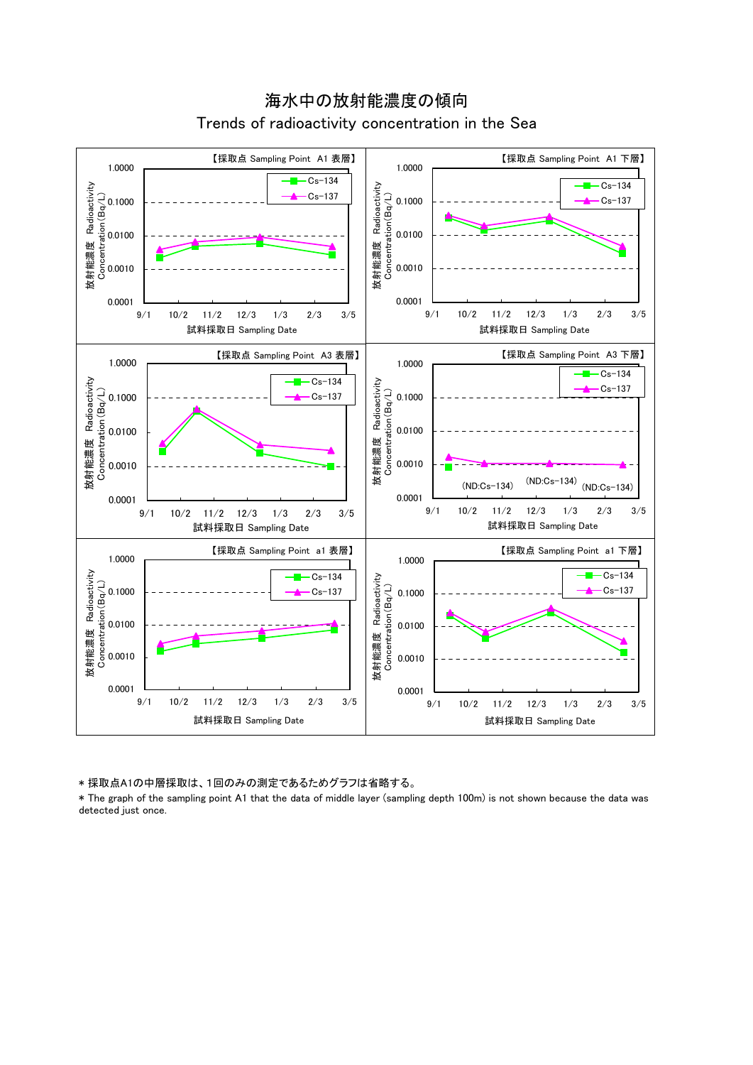# 海水中の放射能濃度の傾向

## Trends of radioactivity concentration in the Sea

【採取点 Sampling Point A1 表層】

【採取点 Sampling Point A1 下層】

【採取点 Sampling Point A3 表層】

【採取点 Sampling Point A3 下層】

(ND:Cs-134) (ND:Cs-134) (ND:Cs-134)

【採取点 Sampling Point a1 表層】

【採取点 Sampling Point a1 下層】

放射能濃度 Radioactivity Concentration (Bq/L)

試料採取日 Sampling Date

Cs-134 / Cs-137

＊採取点A1の中層採取は、1回のみの測定であるためグラフは省略する。

＊The graph of the sampling point A1 that the data of middle layer (sampling depth 100m) is not shown because the data was detected just once.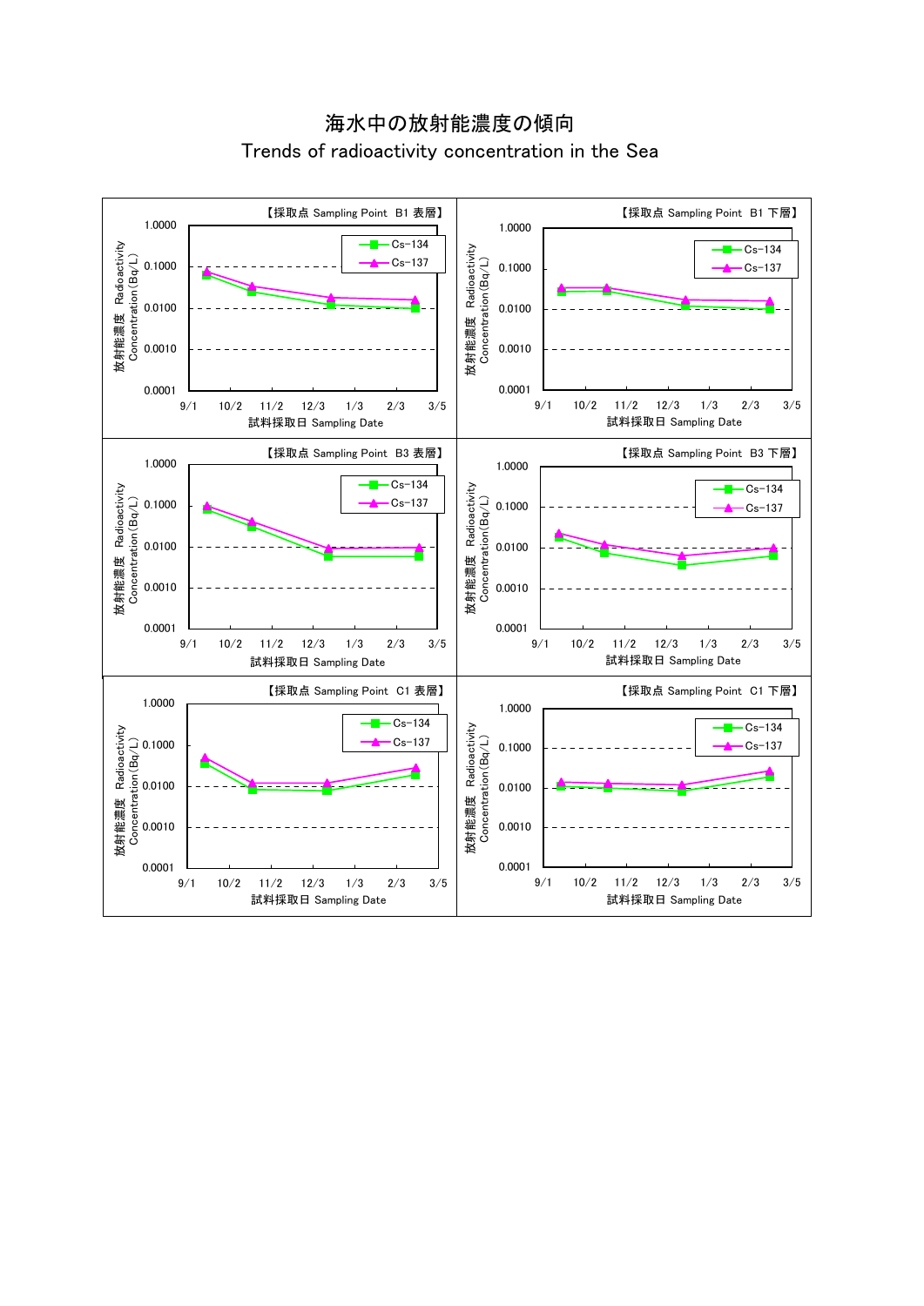# 海水中の放射能濃度の傾向

## Trends of radioactivity concentration in the Sea

【採取点 Sampling Point B1 表層】

【採取点 Sampling Point B1 下層】

【採取点 Sampling Point B3 表層】

【採取点 Sampling Point B3 下層】

【採取点 Sampling Point C1 表層】

【採取点 Sampling Point C1 下層】

放射能濃度 Radioactivity Concentration(Bq/L)

試料採取日 Sampling Date

Cs-134

Cs-137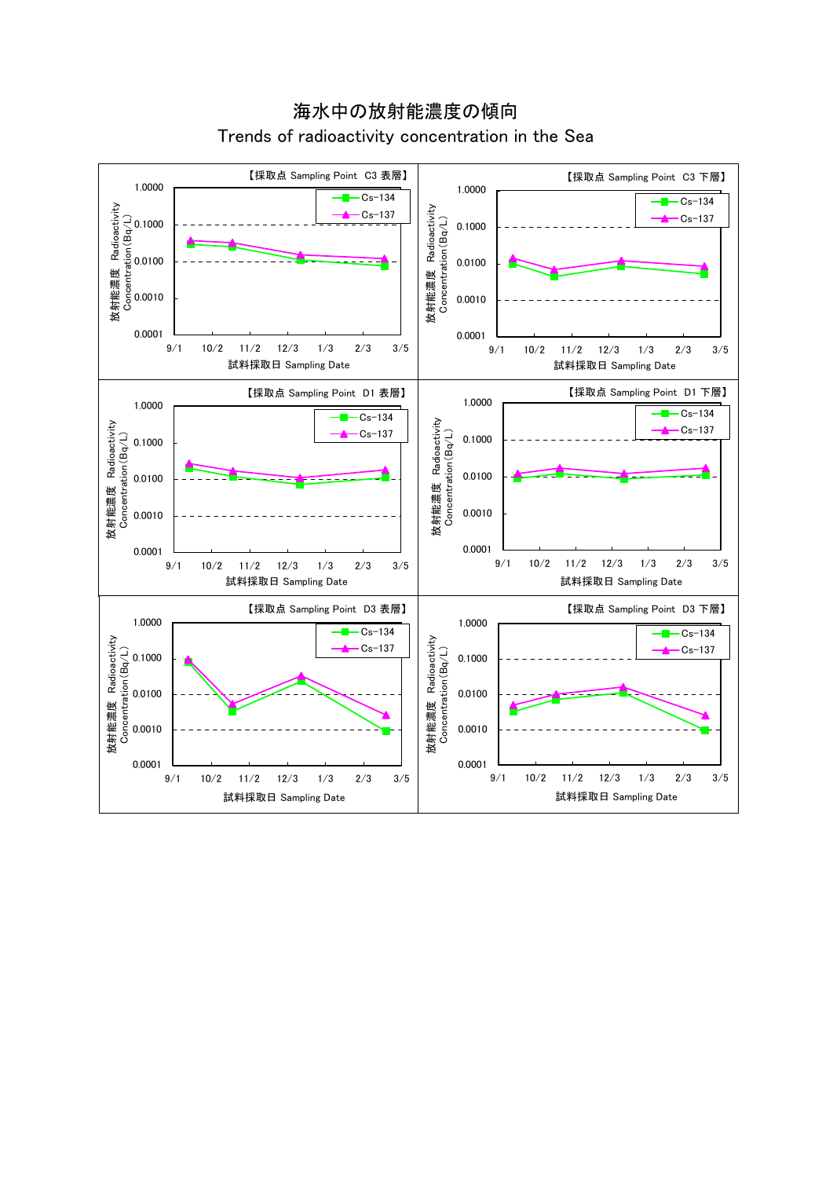# 海水中の放射能濃度の傾向

## Trends of radioactivity concentration in the Sea

【採取点 Sampling Point C3 表層】

放射能濃度 Radioactivity Concentration (Bq/L)

1.0000, 0.1000, 0.0100, 0.0010, 0.0001

Cs-134, Cs-137

9/1, 10/2, 11/2, 12/3, 1/3, 2/3, 3/5

試料採取日 Sampling Date

【採取点 Sampling Point C3 下層】

放射能濃度 Radioactivity Concentration (Bq/L)

1.0000, 0.1000, 0.0100, 0.0010, 0.0001

Cs-134, Cs-137

9/1, 10/2, 11/2, 12/3, 1/3, 2/3, 3/5

試料採取日 Sampling Date

【採取点 Sampling Point D1 表層】

放射能濃度 Radioactivity Concentration (Bq/L)

1.0000, 0.1000, 0.0100, 0.0010, 0.0001

Cs-134, Cs-137

9/1, 10/2, 11/2, 12/3, 1/3, 2/3, 3/5

試料採取日 Sampling Date

【採取点 Sampling Point D1 下層】

放射能濃度 Radioactivity Concentration (Bq/L)

1.0000, 0.1000, 0.0100, 0.0010, 0.0001

Cs-134, Cs-137

9/1, 10/2, 11/2, 12/3, 1/3, 2/3, 3/5

試料採取日 Sampling Date

【採取点 Sampling Point D3 表層】

放射能濃度 Radioactivity Concentration (Bq/L)

1.0000, 0.1000, 0.0100, 0.0010, 0.0001

Cs-134, Cs-137

9/1, 10/2, 11/2, 12/3, 1/3, 2/3, 3/5

試料採取日 Sampling Date

【採取点 Sampling Point D3 下層】

放射能濃度 Radioactivity Concentration (Bq/L)

1.0000, 0.1000, 0.0100, 0.0010, 0.0001

Cs-134, Cs-137

9/1, 10/2, 11/2, 12/3, 1/3, 2/3, 3/5

試料採取日 Sampling Date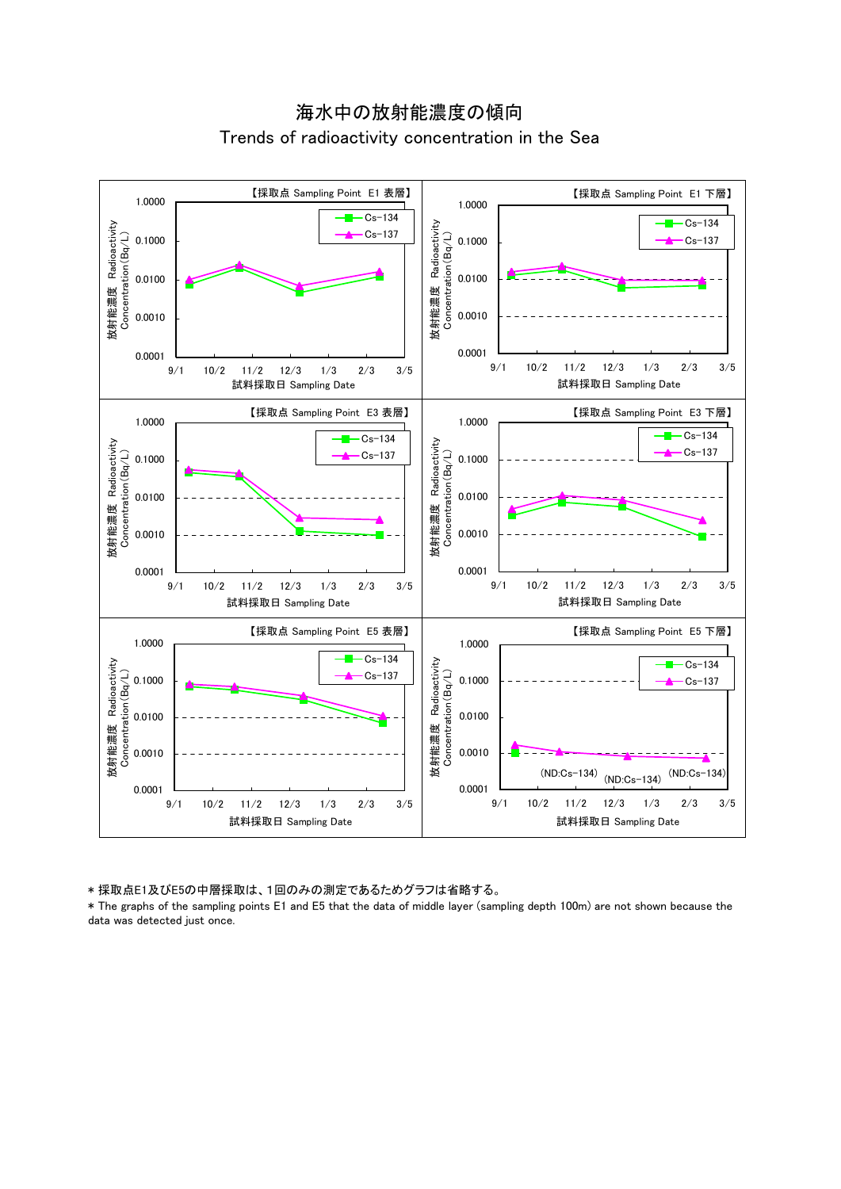# 海水中の放射能濃度の傾向

## Trends of radioactivity concentration in the Sea

【採取点 Sampling Point E1 表層】

【採取点 Sampling Point E1 下層】

【採取点 Sampling Point E3 表層】

【採取点 Sampling Point E3 下層】

【採取点 Sampling Point E5 表層】

【採取点 Sampling Point E5 下層】

(ND:Cs-134) (ND:Cs-134) (ND:Cs-134)

放射能濃度 Radioactivity Concentration (Bq/L)

試料採取日 Sampling Date

Cs-134 / Cs-137

＊採取点E1及びE5の中層採取は、1回のみの測定であるためグラフは省略する。

＊The graphs of the sampling points E1 and E5 that the data of middle layer (sampling depth 100m) are not shown because the data was detected just once.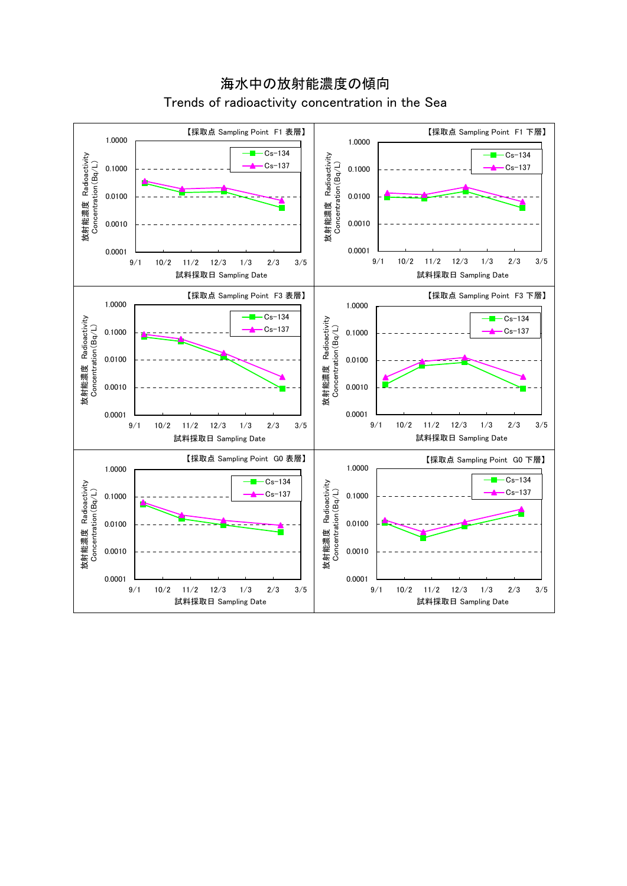# 海水中の放射能濃度の傾向

## Trends of radioactivity concentration in the Sea

【採取点 Sampling Point F1 表層】

放射能濃度 Radioactivity Concentration (Bq/L)

1.0000, 0.1000, 0.0100, 0.0010, 0.0001

Cs-134, Cs-137

9/1, 10/2, 11/2, 12/3, 1/3, 2/3, 3/5

試料採取日 Sampling Date

【採取点 Sampling Point F1 下層】

放射能濃度 Radioactivity Concentration (Bq/L)

1.0000, 0.1000, 0.0100, 0.0010, 0.0001

Cs-134, Cs-137

9/1, 10/2, 11/2, 12/3, 1/3, 2/3, 3/5

試料採取日 Sampling Date

【採取点 Sampling Point F3 表層】

放射能濃度 Radioactivity Concentration (Bq/L)

1.0000, 0.1000, 0.0100, 0.0010, 0.0001

Cs-134, Cs-137

9/1, 10/2, 11/2, 12/3, 1/3, 2/3, 3/5

試料採取日 Sampling Date

【採取点 Sampling Point F3 下層】

放射能濃度 Radioactivity Concentration (Bq/L)

1.0000, 0.1000, 0.0100, 0.0010, 0.0001

Cs-134, Cs-137

9/1, 10/2, 11/2, 12/3, 1/3, 2/3, 3/5

試料採取日 Sampling Date

【採取点 Sampling Point G0 表層】

放射能濃度 Radioactivity Concentration (Bq/L)

1.0000, 0.1000, 0.0100, 0.0010, 0.0001

Cs-134, Cs-137

9/1, 10/2, 11/2, 12/3, 1/3, 2/3, 3/5

試料採取日 Sampling Date

【採取点 Sampling Point G0 下層】

放射能濃度 Radioactivity Concentration (Bq/L)

1.0000, 0.1000, 0.0100, 0.0010, 0.0001

Cs-134, Cs-137

9/1, 10/2, 11/2, 12/3, 1/3, 2/3, 3/5

試料採取日 Sampling Date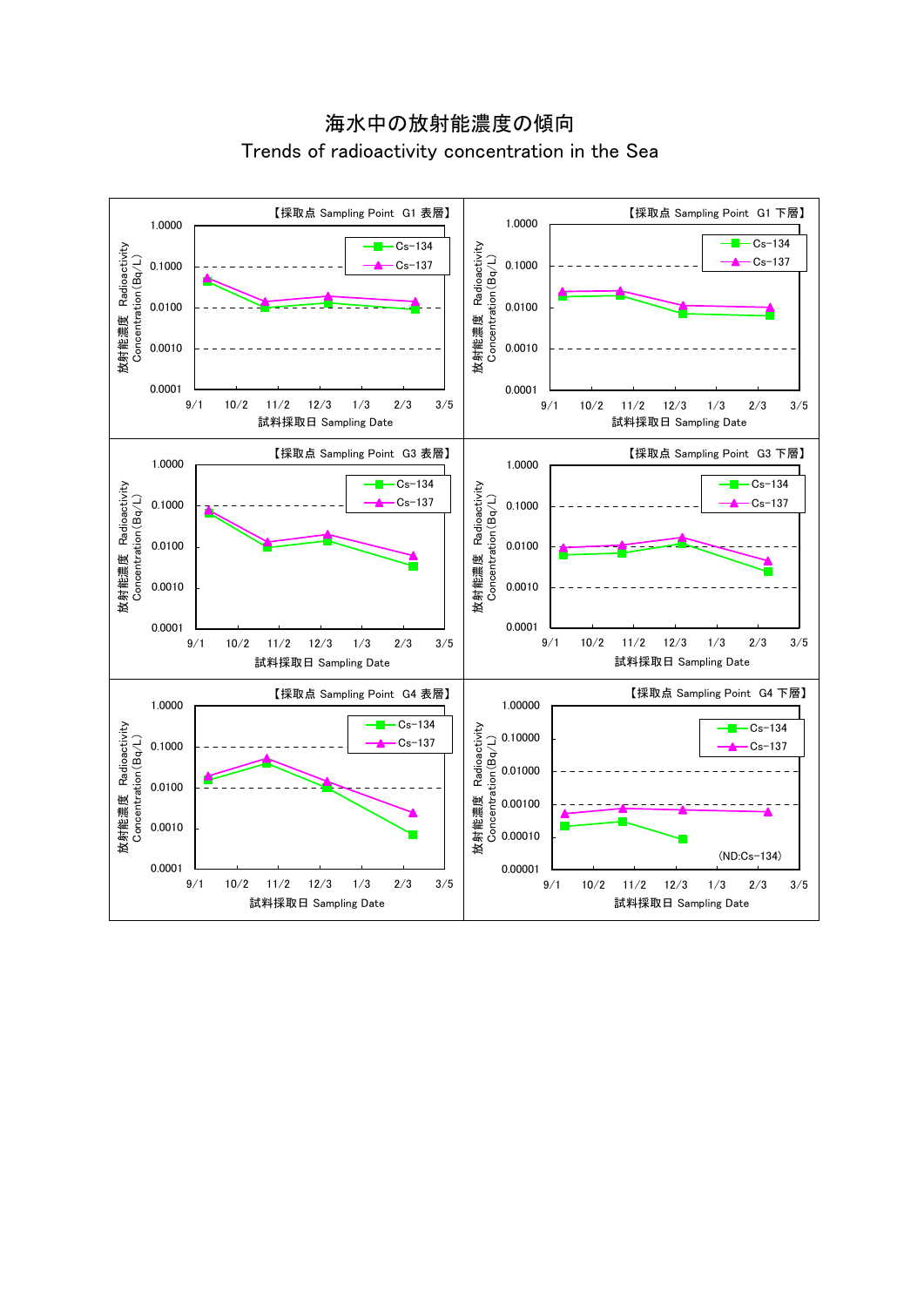# 海水中の放射能濃度の傾向

Trends of radioactivity concentration in the Sea

【採取点 Sampling Point G1 表層】

放射能濃度 Radioactivity Concentration (Bq/L)

1.0000, 0.1000, 0.0100, 0.0010, 0.0001

Cs-134
Cs-137

9/1 10/2 11/2 12/3 1/3 2/3 3/5

試料採取日 Sampling Date

【採取点 Sampling Point G1 下層】

放射能濃度 Radioactivity Concentration (Bq/L)

1.0000, 0.1000, 0.0100, 0.0010, 0.0001

Cs-134
Cs-137

9/1 10/2 11/2 12/3 1/3 2/3 3/5

試料採取日 Sampling Date

【採取点 Sampling Point G3 表層】

放射能濃度 Radioactivity Concentration (Bq/L)

1.0000, 0.1000, 0.0100, 0.0010, 0.0001

Cs-134
Cs-137

9/1 10/2 11/2 12/3 1/3 2/3 3/5

試料採取日 Sampling Date

【採取点 Sampling Point G3 下層】

放射能濃度 Radioactivity Concentration (Bq/L)

1.0000, 0.1000, 0.0100, 0.0010, 0.0001

Cs-134
Cs-137

9/1 10/2 11/2 12/3 1/3 2/3 3/5

試料採取日 Sampling Date

【採取点 Sampling Point G4 表層】

放射能濃度 Radioactivity Concentration (Bq/L)

1.0000, 0.1000, 0.0100, 0.0010, 0.0001

Cs-134
Cs-137

9/1 10/2 11/2 12/3 1/3 2/3 3/5

試料採取日 Sampling Date

【採取点 Sampling Point G4 下層】

放射能濃度 Radioactivity Concentration (Bq/L)

1.00000, 0.10000, 0.01000, 0.00100, 0.00010, 0.00001

Cs-134
Cs-137

(ND:Cs-134)

9/1 10/2 11/2 12/3 1/3 2/3 3/5

試料採取日 Sampling Date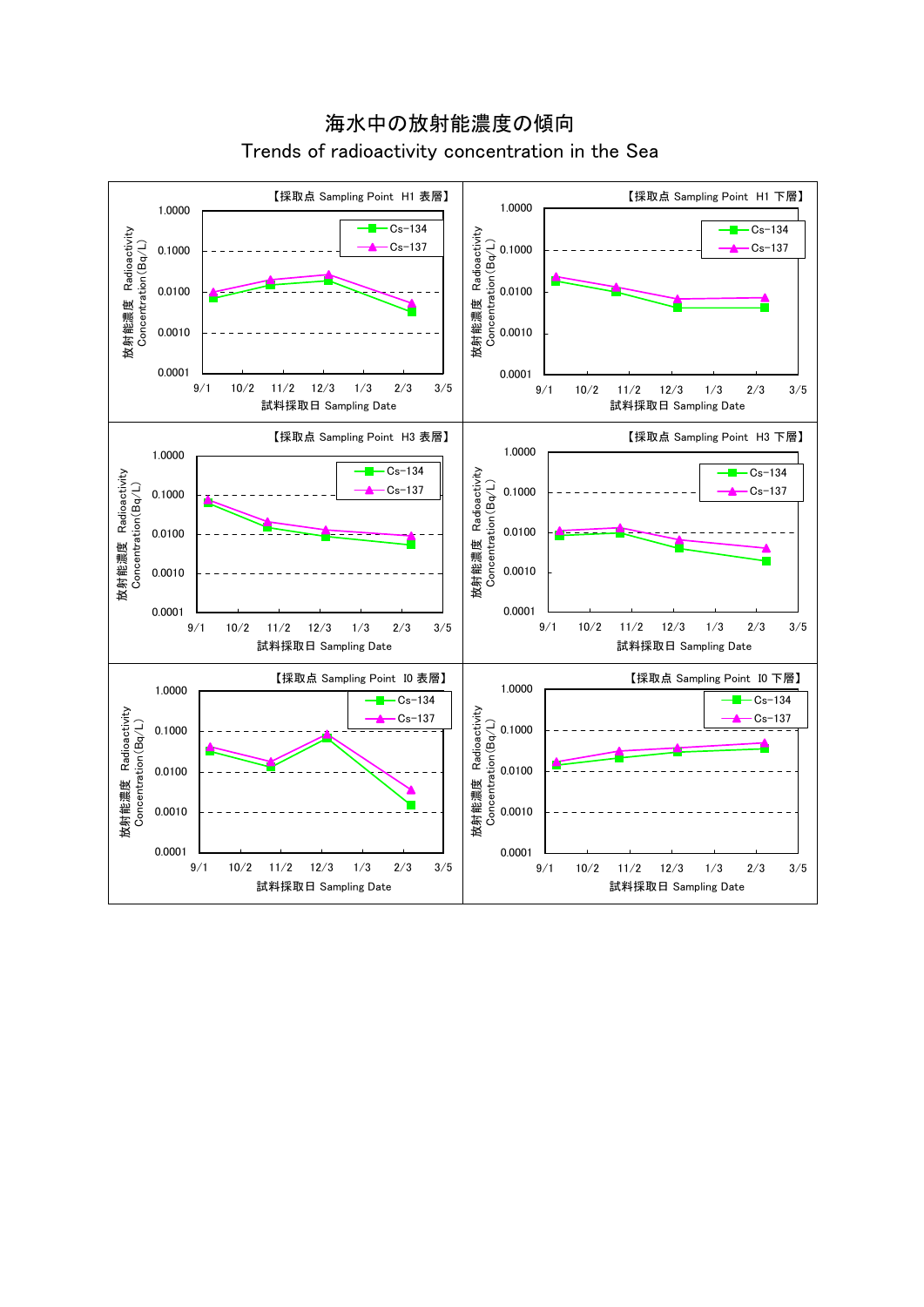# 海水中の放射能濃度の傾向

## Trends of radioactivity concentration in the Sea

【採取点 Sampling Point H1 表層】

放射能濃度 Radioactivity Concentration(Bq/L)

1.0000, 0.1000, 0.0100, 0.0010, 0.0001

Cs-134, Cs-137

9/1, 10/2, 11/2, 12/3, 1/3, 2/3, 3/5

試料採取日 Sampling Date

【採取点 Sampling Point H1 下層】

放射能濃度 Radioactivity Concentration(Bq/L)

1.0000, 0.1000, 0.0100, 0.0010, 0.0001

Cs-134, Cs-137

9/1, 10/2, 11/2, 12/3, 1/3, 2/3, 3/5

試料採取日 Sampling Date

【採取点 Sampling Point H3 表層】

放射能濃度 Radioactivity Concentration(Bq/L)

1.0000, 0.1000, 0.0100, 0.0010, 0.0001

Cs-134, Cs-137

9/1, 10/2, 11/2, 12/3, 1/3, 2/3, 3/5

試料採取日 Sampling Date

【採取点 Sampling Point H3 下層】

放射能濃度 Radioactivity Concentration(Bq/L)

1.0000, 0.1000, 0.0100, 0.0010, 0.0001

Cs-134, Cs-137

9/1, 10/2, 11/2, 12/3, 1/3, 2/3, 3/5

試料採取日 Sampling Date

【採取点 Sampling Point I0 表層】

放射能濃度 Radioactivity Concentration(Bq/L)

1.0000, 0.1000, 0.0100, 0.0010, 0.0001

Cs-134, Cs-137

9/1, 10/2, 11/2, 12/3, 1/3, 2/3, 3/5

試料採取日 Sampling Date

【採取点 Sampling Point I0 下層】

放射能濃度 Radioactivity Concentration(Bq/L)

1.0000, 0.1000, 0.0100, 0.0010, 0.0001

Cs-134, Cs-137

9/1, 10/2, 11/2, 12/3, 1/3, 2/3, 3/5

試料採取日 Sampling Date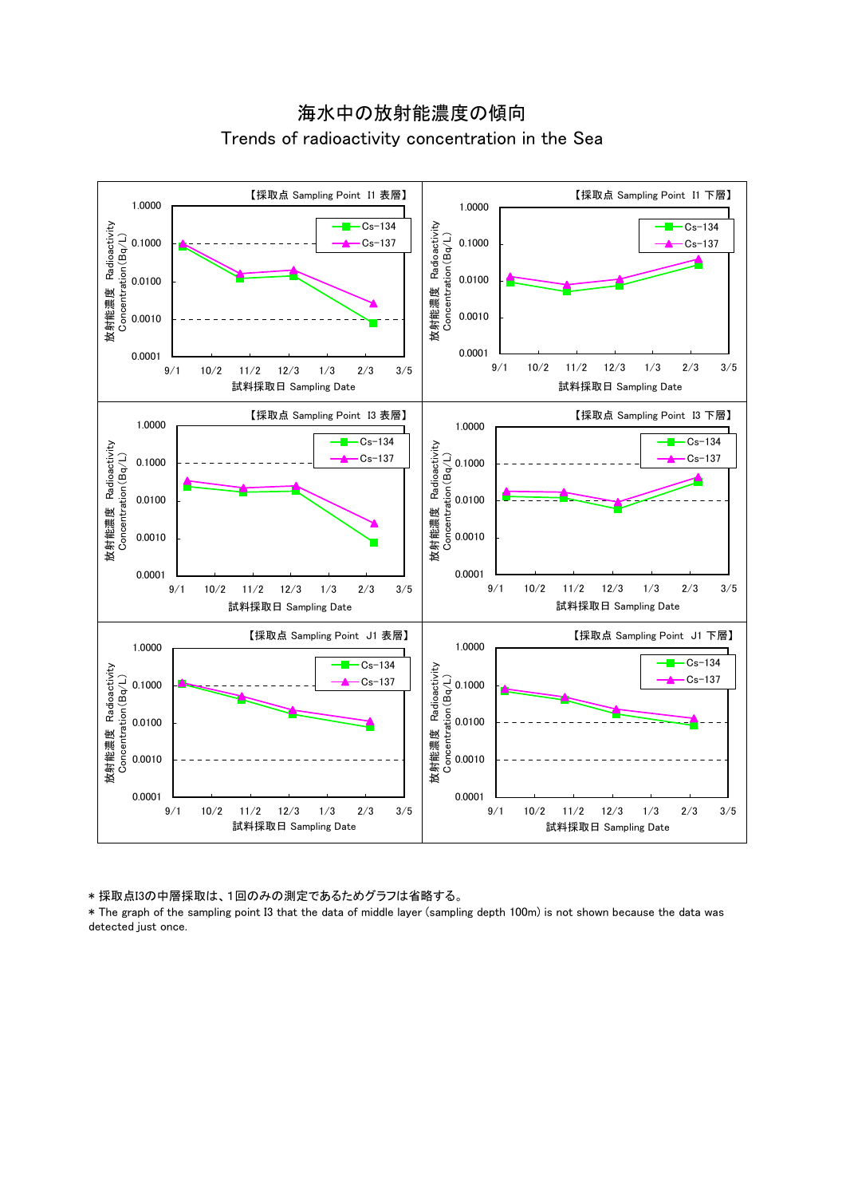# 海水中の放射能濃度の傾向

## Trends of radioactivity concentration in the Sea

【採取点 Sampling Point I1 表層】

【採取点 Sampling Point I1 下層】

【採取点 Sampling Point I3 表層】

【採取点 Sampling Point I3 下層】

【採取点 Sampling Point J1 表層】

【採取点 Sampling Point J1 下層】

＊採取点I3の中層採取は、1回のみの測定であるためグラフは省略する。

＊The graph of the sampling point I3 that the data of middle layer (sampling depth 100m) is not shown because the data was detected just once.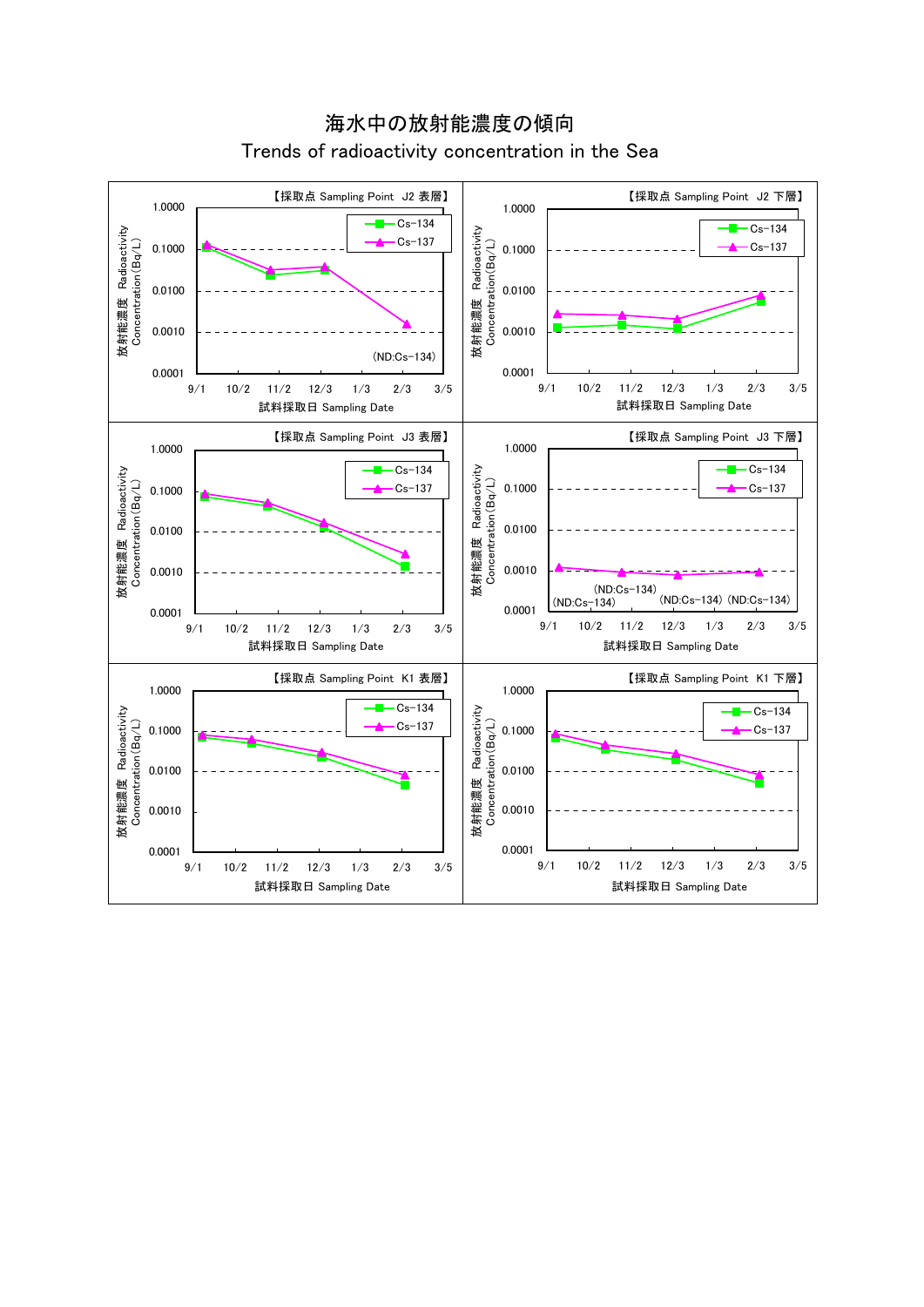# 海水中の放射能濃度の傾向

## Trends of radioactivity concentration in the Sea

【採取点 Sampling Point J2 表層】

放射能濃度 Radioactivity Concentration(Bq/L)

Cs-134 / Cs-137

(ND:Cs-134)

試料採取日 Sampling Date

【採取点 Sampling Point J2 下層】

放射能濃度 Radioactivity Concentration(Bq/L)

Cs-134 / Cs-137

試料採取日 Sampling Date

【採取点 Sampling Point J3 表層】

放射能濃度 Radioactivity Concentration(Bq/L)

Cs-134 / Cs-137

試料採取日 Sampling Date

【採取点 Sampling Point J3 下層】

放射能濃度 Radioactivity Concentration(Bq/L)

Cs-134 / Cs-137

(ND:Cs-134) (ND:Cs-134) (ND:Cs-134) (ND:Cs-134)

試料採取日 Sampling Date

【採取点 Sampling Point K1 表層】

放射能濃度 Radioactivity Concentration(Bq/L)

Cs-134 / Cs-137

試料採取日 Sampling Date

【採取点 Sampling Point K1 下層】

放射能濃度 Radioactivity Concentration(Bq/L)

Cs-134 / Cs-137

試料採取日 Sampling Date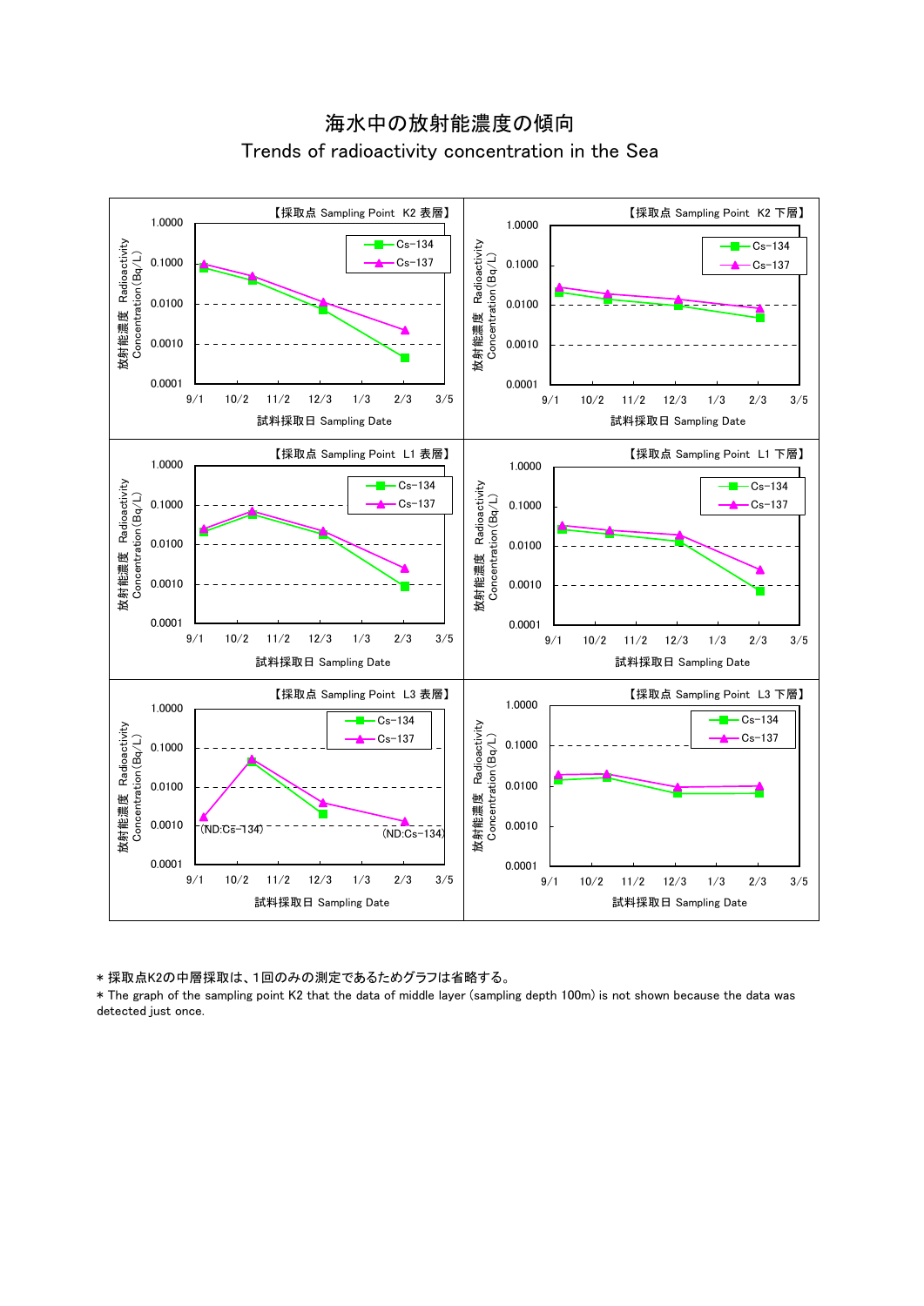# 海水中の放射能濃度の傾向

## Trends of radioactivity concentration in the Sea

【採取点 Sampling Point K2 表層】

放射能濃度 Radioactivity Concentration (Bq/L)

1.0000
0.1000
0.0100
0.0010
0.0001

9/1 10/2 11/2 12/3 1/3 2/3 3/5

試料採取日 Sampling Date

Cs-134
Cs-137

【採取点 Sampling Point K2 下層】

放射能濃度 Radioactivity Concentration (Bq/L)

1.0000
0.1000
0.0100
0.0010
0.0001

9/1 10/2 11/2 12/3 1/3 2/3 3/5

試料採取日 Sampling Date

Cs-134
Cs-137

【採取点 Sampling Point L1 表層】

放射能濃度 Radioactivity Concentration (Bq/L)

1.0000
0.1000
0.0100
0.0010
0.0001

9/1 10/2 11/2 12/3 1/3 2/3 3/5

試料採取日 Sampling Date

Cs-134
Cs-137

【採取点 Sampling Point L1 下層】

放射能濃度 Radioactivity Concentration (Bq/L)

1.0000
0.1000
0.0100
0.0010
0.0001

9/1 10/2 11/2 12/3 1/3 2/3 3/5

試料採取日 Sampling Date

Cs-134
Cs-137

【採取点 Sampling Point L3 表層】

放射能濃度 Radioactivity Concentration (Bq/L)

1.0000
0.1000
0.0100
0.0010
0.0001

(ND:Cs-134)
(ND:Cs-134)

9/1 10/2 11/2 12/3 1/3 2/3 3/5

試料採取日 Sampling Date

Cs-134
Cs-137

【採取点 Sampling Point L3 下層】

放射能濃度 Radioactivity Concentration (Bq/L)

1.0000
0.1000
0.0100
0.0010
0.0001

9/1 10/2 11/2 12/3 1/3 2/3 3/5

試料採取日 Sampling Date

Cs-134
Cs-137

＊採取点K2の中層採取は、1回のみの測定であるためグラフは省略する。

* The graph of the sampling point K2 that the data of middle layer (sampling depth 100m) is not shown because the data was detected just once.